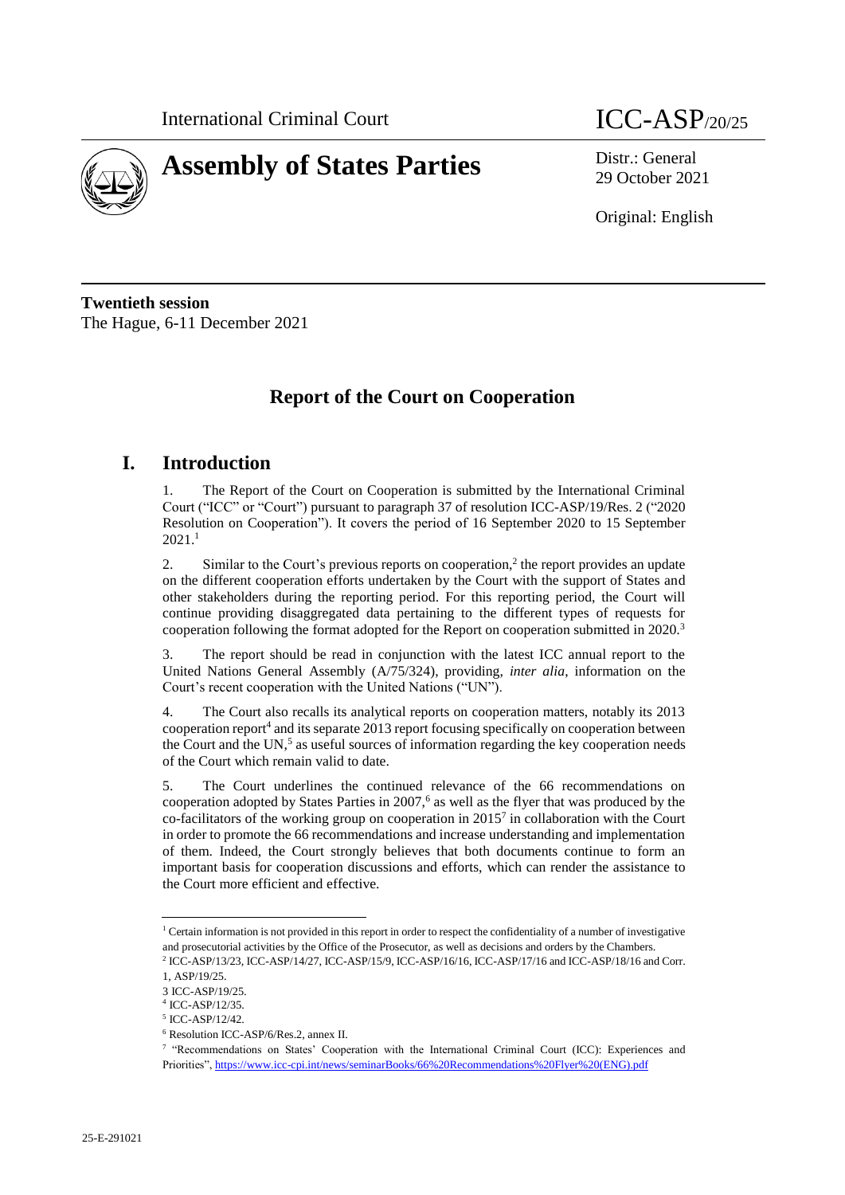International Criminal Court

# ICC-ASP/20/25

# Assembly of States Parties

Distr.: General
29 October 2021

Original: English

**Twentieth session**
The Hague, 6-11 December 2021

## Report of the Court on Cooperation

## I. Introduction

1. The Report of the Court on Cooperation is submitted by the International Criminal Court ("ICC" or "Court") pursuant to paragraph 37 of resolution ICC-ASP/19/Res. 2 ("2020 Resolution on Cooperation"). It covers the period of 16 September 2020 to 15 September 2021.[1]

2. Similar to the Court's previous reports on cooperation,[2] the report provides an update on the different cooperation efforts undertaken by the Court with the support of States and other stakeholders during the reporting period. For this reporting period, the Court will continue providing disaggregated data pertaining to the different types of requests for cooperation following the format adopted for the Report on cooperation submitted in 2020.[3]

3. The report should be read in conjunction with the latest ICC annual report to the United Nations General Assembly (A/75/324), providing, *inter alia*, information on the Court's recent cooperation with the United Nations ("UN").

4. The Court also recalls its analytical reports on cooperation matters, notably its 2013 cooperation report[4] and its separate 2013 report focusing specifically on cooperation between the Court and the UN,[5] as useful sources of information regarding the key cooperation needs of the Court which remain valid to date.

5. The Court underlines the continued relevance of the 66 recommendations on cooperation adopted by States Parties in 2007,[6] as well as the flyer that was produced by the co-facilitators of the working group on cooperation in 2015[7] in collaboration with the Court in order to promote the 66 recommendations and increase understanding and implementation of them. Indeed, the Court strongly believes that both documents continue to form an important basis for cooperation discussions and efforts, which can render the assistance to the Court more efficient and effective.

---

[1] Certain information is not provided in this report in order to respect the confidentiality of a number of investigative and prosecutorial activities by the Office of the Prosecutor, as well as decisions and orders by the Chambers.

[2] ICC-ASP/13/23, ICC-ASP/14/27, ICC-ASP/15/9, ICC-ASP/16/16, ICC-ASP/17/16 and ICC-ASP/18/16 and Corr. 1, ASP/19/25.

[3] ICC-ASP/19/25.

[4] ICC-ASP/12/35.

[5] ICC-ASP/12/42.

[6] Resolution ICC-ASP/6/Res.2, annex II.

[7] "Recommendations on States' Cooperation with the International Criminal Court (ICC): Experiences and Priorities", https://www.icc-cpi.int/news/seminarBooks/66%20Recommendations%20Flyer%20(ENG).pdf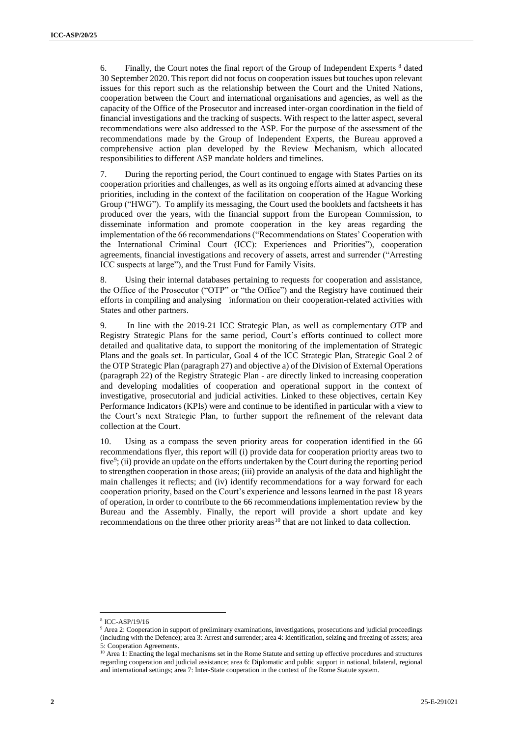6. Finally, the Court notes the final report of the Group of Independent Experts [8] dated 30 September 2020. This report did not focus on cooperation issues but touches upon relevant issues for this report such as the relationship between the Court and the United Nations, cooperation between the Court and international organisations and agencies, as well as the capacity of the Office of the Prosecutor and increased inter-organ coordination in the field of financial investigations and the tracking of suspects. With respect to the latter aspect, several recommendations were also addressed to the ASP. For the purpose of the assessment of the recommendations made by the Group of Independent Experts, the Bureau approved a comprehensive action plan developed by the Review Mechanism, which allocated responsibilities to different ASP mandate holders and timelines.

7. During the reporting period, the Court continued to engage with States Parties on its cooperation priorities and challenges, as well as its ongoing efforts aimed at advancing these priorities, including in the context of the facilitation on cooperation of the Hague Working Group ("HWG"). To amplify its messaging, the Court used the booklets and factsheets it has produced over the years, with the financial support from the European Commission, to disseminate information and promote cooperation in the key areas regarding the implementation of the 66 recommendations ("Recommendations on States' Cooperation with the International Criminal Court (ICC): Experiences and Priorities"), cooperation agreements, financial investigations and recovery of assets, arrest and surrender ("Arresting ICC suspects at large"), and the Trust Fund for Family Visits.

8. Using their internal databases pertaining to requests for cooperation and assistance, the Office of the Prosecutor ("OTP" or "the Office") and the Registry have continued their efforts in compiling and analysing information on their cooperation-related activities with States and other partners.

9. In line with the 2019-21 ICC Strategic Plan, as well as complementary OTP and Registry Strategic Plans for the same period, Court's efforts continued to collect more detailed and qualitative data, to support the monitoring of the implementation of Strategic Plans and the goals set. In particular, Goal 4 of the ICC Strategic Plan, Strategic Goal 2 of the OTP Strategic Plan (paragraph 27) and objective a) of the Division of External Operations (paragraph 22) of the Registry Strategic Plan - are directly linked to increasing cooperation and developing modalities of cooperation and operational support in the context of investigative, prosecutorial and judicial activities. Linked to these objectives, certain Key Performance Indicators (KPIs) were and continue to be identified in particular with a view to the Court's next Strategic Plan, to further support the refinement of the relevant data collection at the Court.

10. Using as a compass the seven priority areas for cooperation identified in the 66 recommendations flyer, this report will (i) provide data for cooperation priority areas two to five[9]; (ii) provide an update on the efforts undertaken by the Court during the reporting period to strengthen cooperation in those areas; (iii) provide an analysis of the data and highlight the main challenges it reflects; and (iv) identify recommendations for a way forward for each cooperation priority, based on the Court's experience and lessons learned in the past 18 years of operation, in order to contribute to the 66 recommendations implementation review by the Bureau and the Assembly. Finally, the report will provide a short update and key recommendations on the three other priority areas[10] that are not linked to data collection.

---

[8] ICC-ASP/19/16

[9] Area 2: Cooperation in support of preliminary examinations, investigations, prosecutions and judicial proceedings (including with the Defence); area 3: Arrest and surrender; area 4: Identification, seizing and freezing of assets; area 5: Cooperation Agreements.

[10] Area 1: Enacting the legal mechanisms set in the Rome Statute and setting up effective procedures and structures regarding cooperation and judicial assistance; area 6: Diplomatic and public support in national, bilateral, regional and international settings; area 7: Inter-State cooperation in the context of the Rome Statute system.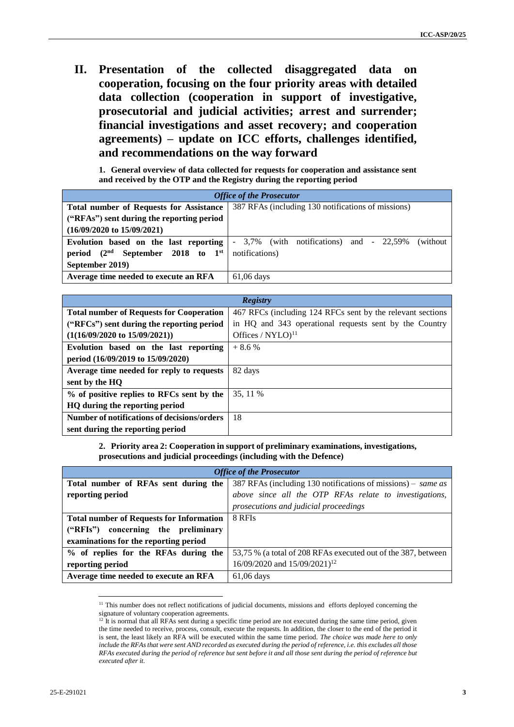## II. Presentation of the collected disaggregated data on cooperation, focusing on the four priority areas with detailed data collection (cooperation in support of investigative, prosecutorial and judicial activities; arrest and surrender; financial investigations and asset recovery; and cooperation agreements) – update on ICC efforts, challenges identified, and recommendations on the way forward

**1. General overview of data collected for requests for cooperation and assistance sent and received by the OTP and the Registry during the reporting period**

| *Office of the Prosecutor* | |
|---|---|
| **Total number of Requests for Assistance ("RFAs") sent during the reporting period (16/09/2020 to 15/09/2021)** | 387 RFAs (including 130 notifications of missions) |
| **Evolution based on the last reporting period (2nd September 2018 to 1st September 2019)** | - 3,7% (with notifications) and - 22,59% (without notifications) |
| **Average time needed to execute an RFA** | 61,06 days |

| *Registry* | |
|---|---|
| **Total number of Requests for Cooperation ("RFCs") sent during the reporting period (1(16/09/2020 to 15/09/2021))** | 467 RFCs (including 124 RFCs sent by the relevant sections in HQ and 343 operational requests sent by the Country Offices / NYLO)[11] |
| **Evolution based on the last reporting period (16/09/2019 to 15/09/2020)** | + 8.6 % |
| **Average time needed for reply to requests sent by the HQ** | 82 days |
| **% of positive replies to RFCs sent by the HQ during the reporting period** | 35, 11 % |
| **Number of notifications of decisions/orders sent during the reporting period** | 18 |

**2. Priority area 2: Cooperation in support of preliminary examinations, investigations, prosecutions and judicial proceedings (including with the Defence)**

| *Office of the Prosecutor* | |
|---|---|
| **Total number of RFAs sent during the reporting period** | 387 RFAs (including 130 notifications of missions) – *same as above since all the OTP RFAs relate to investigations, prosecutions and judicial proceedings* |
| **Total number of Requests for Information ("RFIs") concerning the preliminary examinations for the reporting period** | 8 RFIs |
| **% of replies for the RFAs during the reporting period** | 53,75 % (a total of 208 RFAs executed out of the 387, between 16/09/2020 and 15/09/2021)[12] |
| **Average time needed to execute an RFA** | 61,06 days |

[11] This number does not reflect notifications of judicial documents, missions and efforts deployed concerning the signature of voluntary cooperation agreements.

[12] It is normal that all RFAs sent during a specific time period are not executed during the same time period, given the time needed to receive, process, consult, execute the requests. In addition, the closer to the end of the period it is sent, the least likely an RFA will be executed within the same time period. *The choice was made here to only include the RFAs that were sent AND recorded as executed during the period of reference, i.e. this excludes all those RFAs executed during the period of reference but sent before it and all those sent during the period of reference but executed after it.*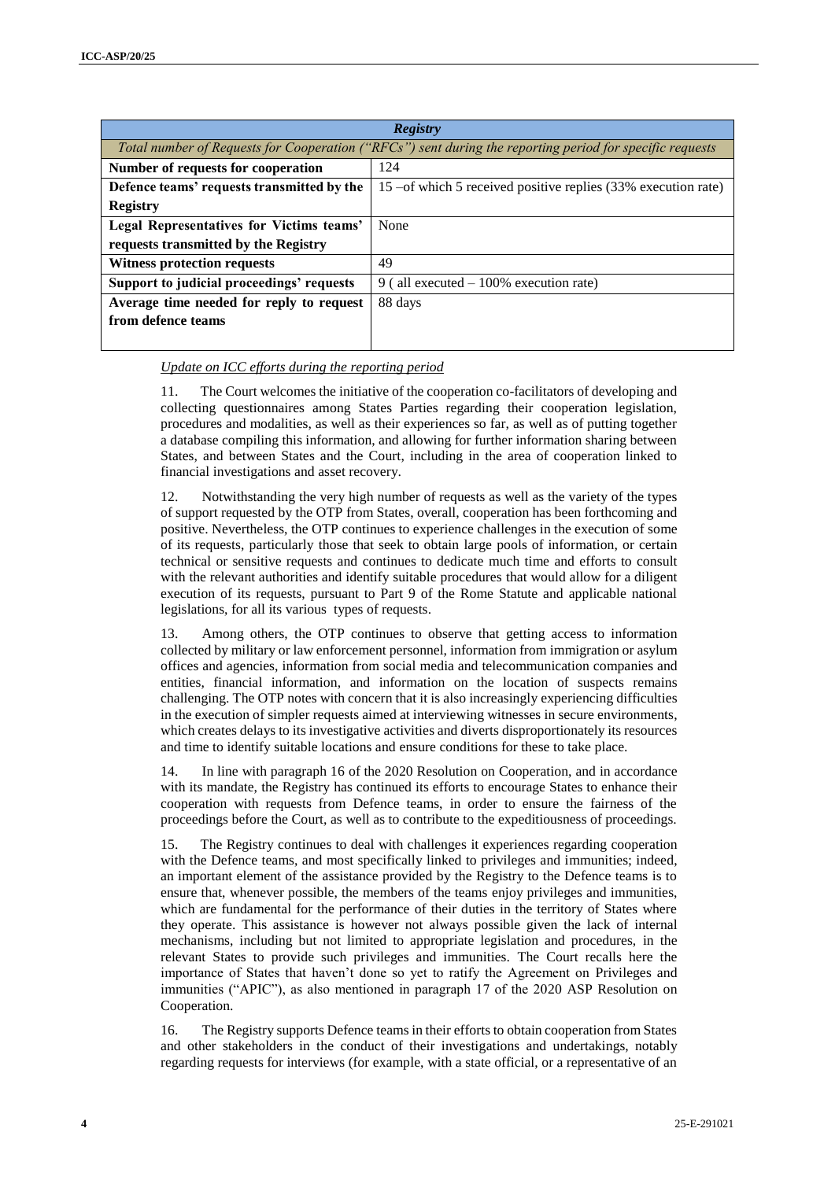| *Registry* | |
|---|---|
| *Total number of Requests for Cooperation ("RFCs") sent during the reporting period for specific requests* | |
| **Number of requests for cooperation** | 124 |
| **Defence teams' requests transmitted by the Registry** | 15 –of which 5 received positive replies (33% execution rate) |
| **Legal Representatives for Victims teams' requests transmitted by the Registry** | None |
| **Witness protection requests** | 49 |
| **Support to judicial proceedings' requests** | 9 ( all executed – 100% execution rate) |
| **Average time needed for reply to request from defence teams** | 88 days |

*Update on ICC efforts during the reporting period*

11. The Court welcomes the initiative of the cooperation co-facilitators of developing and collecting questionnaires among States Parties regarding their cooperation legislation, procedures and modalities, as well as their experiences so far, as well as of putting together a database compiling this information, and allowing for further information sharing between States, and between States and the Court, including in the area of cooperation linked to financial investigations and asset recovery.

12. Notwithstanding the very high number of requests as well as the variety of the types of support requested by the OTP from States, overall, cooperation has been forthcoming and positive. Nevertheless, the OTP continues to experience challenges in the execution of some of its requests, particularly those that seek to obtain large pools of information, or certain technical or sensitive requests and continues to dedicate much time and efforts to consult with the relevant authorities and identify suitable procedures that would allow for a diligent execution of its requests, pursuant to Part 9 of the Rome Statute and applicable national legislations, for all its various types of requests.

13. Among others, the OTP continues to observe that getting access to information collected by military or law enforcement personnel, information from immigration or asylum offices and agencies, information from social media and telecommunication companies and entities, financial information, and information on the location of suspects remains challenging. The OTP notes with concern that it is also increasingly experiencing difficulties in the execution of simpler requests aimed at interviewing witnesses in secure environments, which creates delays to its investigative activities and diverts disproportionately its resources and time to identify suitable locations and ensure conditions for these to take place.

14. In line with paragraph 16 of the 2020 Resolution on Cooperation, and in accordance with its mandate, the Registry has continued its efforts to encourage States to enhance their cooperation with requests from Defence teams, in order to ensure the fairness of the proceedings before the Court, as well as to contribute to the expeditiousness of proceedings.

15. The Registry continues to deal with challenges it experiences regarding cooperation with the Defence teams, and most specifically linked to privileges and immunities; indeed, an important element of the assistance provided by the Registry to the Defence teams is to ensure that, whenever possible, the members of the teams enjoy privileges and immunities, which are fundamental for the performance of their duties in the territory of States where they operate. This assistance is however not always possible given the lack of internal mechanisms, including but not limited to appropriate legislation and procedures, in the relevant States to provide such privileges and immunities. The Court recalls here the importance of States that haven't done so yet to ratify the Agreement on Privileges and immunities ("APIC"), as also mentioned in paragraph 17 of the 2020 ASP Resolution on Cooperation.

16. The Registry supports Defence teams in their efforts to obtain cooperation from States and other stakeholders in the conduct of their investigations and undertakings, notably regarding requests for interviews (for example, with a state official, or a representative of an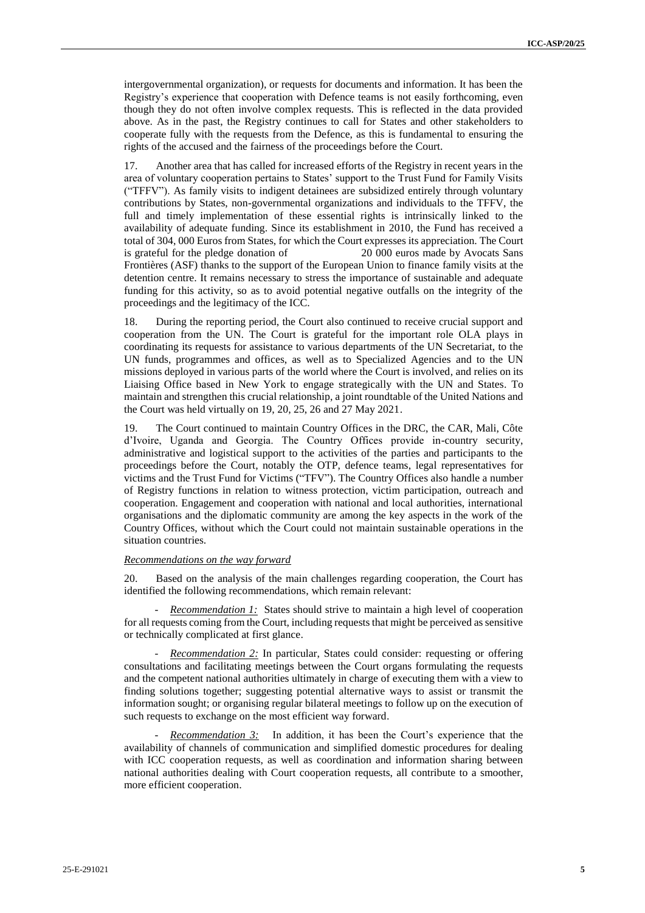intergovernmental organization), or requests for documents and information. It has been the Registry's experience that cooperation with Defence teams is not easily forthcoming, even though they do not often involve complex requests. This is reflected in the data provided above. As in the past, the Registry continues to call for States and other stakeholders to cooperate fully with the requests from the Defence, as this is fundamental to ensuring the rights of the accused and the fairness of the proceedings before the Court.

17. Another area that has called for increased efforts of the Registry in recent years in the area of voluntary cooperation pertains to States' support to the Trust Fund for Family Visits ("TFFV"). As family visits to indigent detainees are subsidized entirely through voluntary contributions by States, non-governmental organizations and individuals to the TFFV, the full and timely implementation of these essential rights is intrinsically linked to the availability of adequate funding. Since its establishment in 2010, the Fund has received a total of 304, 000 Euros from States, for which the Court expresses its appreciation. The Court is grateful for the pledge donation of 20 000 euros made by Avocats Sans Frontières (ASF) thanks to the support of the European Union to finance family visits at the detention centre. It remains necessary to stress the importance of sustainable and adequate funding for this activity, so as to avoid potential negative outfalls on the integrity of the proceedings and the legitimacy of the ICC.

18. During the reporting period, the Court also continued to receive crucial support and cooperation from the UN. The Court is grateful for the important role OLA plays in coordinating its requests for assistance to various departments of the UN Secretariat, to the UN funds, programmes and offices, as well as to Specialized Agencies and to the UN missions deployed in various parts of the world where the Court is involved, and relies on its Liaising Office based in New York to engage strategically with the UN and States. To maintain and strengthen this crucial relationship, a joint roundtable of the United Nations and the Court was held virtually on 19, 20, 25, 26 and 27 May 2021.

19. The Court continued to maintain Country Offices in the DRC, the CAR, Mali, Côte d'Ivoire, Uganda and Georgia. The Country Offices provide in-country security, administrative and logistical support to the activities of the parties and participants to the proceedings before the Court, notably the OTP, defence teams, legal representatives for victims and the Trust Fund for Victims ("TFV"). The Country Offices also handle a number of Registry functions in relation to witness protection, victim participation, outreach and cooperation. Engagement and cooperation with national and local authorities, international organisations and the diplomatic community are among the key aspects in the work of the Country Offices, without which the Court could not maintain sustainable operations in the situation countries.

*Recommendations on the way forward*

20. Based on the analysis of the main challenges regarding cooperation, the Court has identified the following recommendations, which remain relevant:

- *Recommendation 1:* States should strive to maintain a high level of cooperation for all requests coming from the Court, including requests that might be perceived as sensitive or technically complicated at first glance.

- *Recommendation 2:* In particular, States could consider: requesting or offering consultations and facilitating meetings between the Court organs formulating the requests and the competent national authorities ultimately in charge of executing them with a view to finding solutions together; suggesting potential alternative ways to assist or transmit the information sought; or organising regular bilateral meetings to follow up on the execution of such requests to exchange on the most efficient way forward.

- *Recommendation 3:* In addition, it has been the Court's experience that the availability of channels of communication and simplified domestic procedures for dealing with ICC cooperation requests, as well as coordination and information sharing between national authorities dealing with Court cooperation requests, all contribute to a smoother, more efficient cooperation.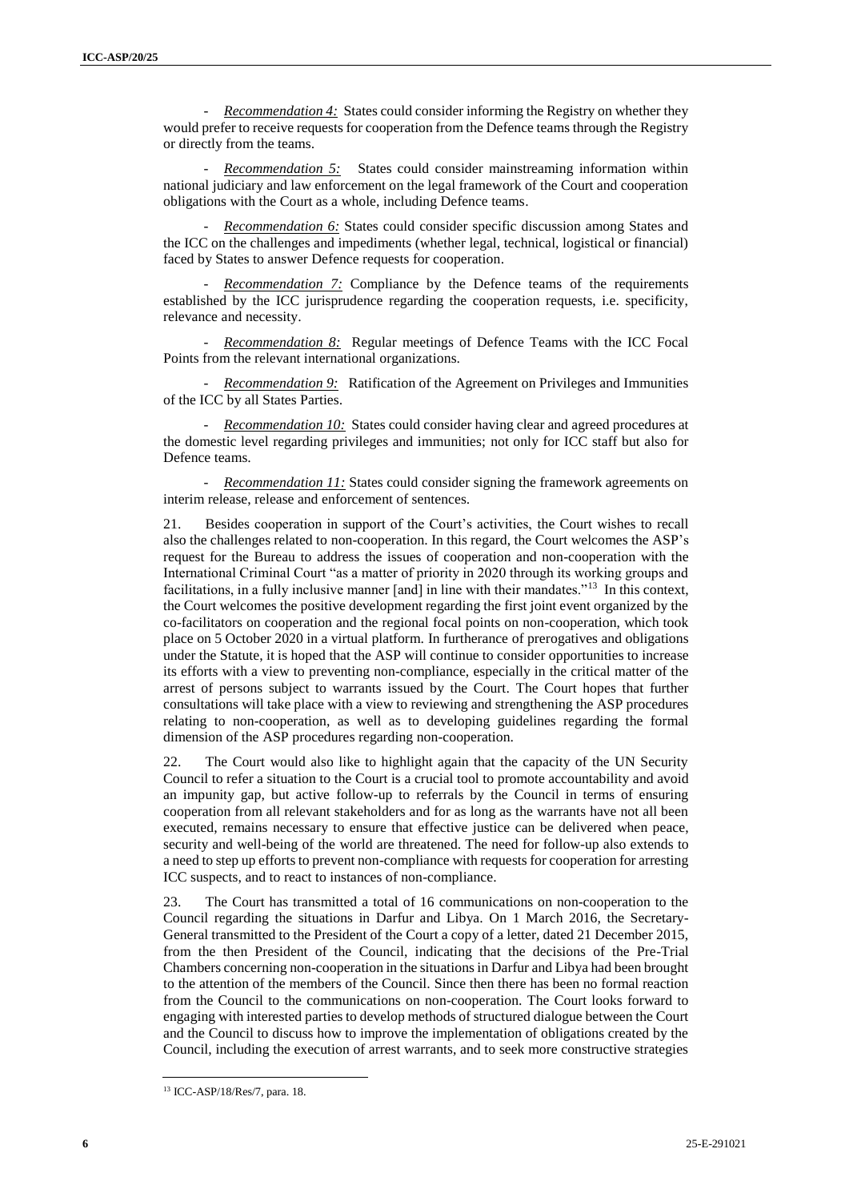- *Recommendation 4:* States could consider informing the Registry on whether they would prefer to receive requests for cooperation from the Defence teams through the Registry or directly from the teams.

- *Recommendation 5:* States could consider mainstreaming information within national judiciary and law enforcement on the legal framework of the Court and cooperation obligations with the Court as a whole, including Defence teams.

- *Recommendation 6:* States could consider specific discussion among States and the ICC on the challenges and impediments (whether legal, technical, logistical or financial) faced by States to answer Defence requests for cooperation.

- *Recommendation 7:* Compliance by the Defence teams of the requirements established by the ICC jurisprudence regarding the cooperation requests, i.e. specificity, relevance and necessity.

- *Recommendation 8:* Regular meetings of Defence Teams with the ICC Focal Points from the relevant international organizations.

- *Recommendation 9:* Ratification of the Agreement on Privileges and Immunities of the ICC by all States Parties.

- *Recommendation 10:* States could consider having clear and agreed procedures at the domestic level regarding privileges and immunities; not only for ICC staff but also for Defence teams.

- *Recommendation 11:* States could consider signing the framework agreements on interim release, release and enforcement of sentences.

21. Besides cooperation in support of the Court's activities, the Court wishes to recall also the challenges related to non-cooperation. In this regard, the Court welcomes the ASP's request for the Bureau to address the issues of cooperation and non-cooperation with the International Criminal Court "as a matter of priority in 2020 through its working groups and facilitations, in a fully inclusive manner [and] in line with their mandates."[13] In this context, the Court welcomes the positive development regarding the first joint event organized by the co-facilitators on cooperation and the regional focal points on non-cooperation, which took place on 5 October 2020 in a virtual platform. In furtherance of prerogatives and obligations under the Statute, it is hoped that the ASP will continue to consider opportunities to increase its efforts with a view to preventing non-compliance, especially in the critical matter of the arrest of persons subject to warrants issued by the Court. The Court hopes that further consultations will take place with a view to reviewing and strengthening the ASP procedures relating to non-cooperation, as well as to developing guidelines regarding the formal dimension of the ASP procedures regarding non-cooperation.

22. The Court would also like to highlight again that the capacity of the UN Security Council to refer a situation to the Court is a crucial tool to promote accountability and avoid an impunity gap, but active follow-up to referrals by the Council in terms of ensuring cooperation from all relevant stakeholders and for as long as the warrants have not all been executed, remains necessary to ensure that effective justice can be delivered when peace, security and well-being of the world are threatened. The need for follow-up also extends to a need to step up efforts to prevent non-compliance with requests for cooperation for arresting ICC suspects, and to react to instances of non-compliance.

23. The Court has transmitted a total of 16 communications on non-cooperation to the Council regarding the situations in Darfur and Libya. On 1 March 2016, the Secretary-General transmitted to the President of the Court a copy of a letter, dated 21 December 2015, from the then President of the Council, indicating that the decisions of the Pre-Trial Chambers concerning non-cooperation in the situations in Darfur and Libya had been brought to the attention of the members of the Council. Since then there has been no formal reaction from the Council to the communications on non-cooperation. The Court looks forward to engaging with interested parties to develop methods of structured dialogue between the Court and the Council to discuss how to improve the implementation of obligations created by the Council, including the execution of arrest warrants, and to seek more constructive strategies

[13] ICC-ASP/18/Res/7, para. 18.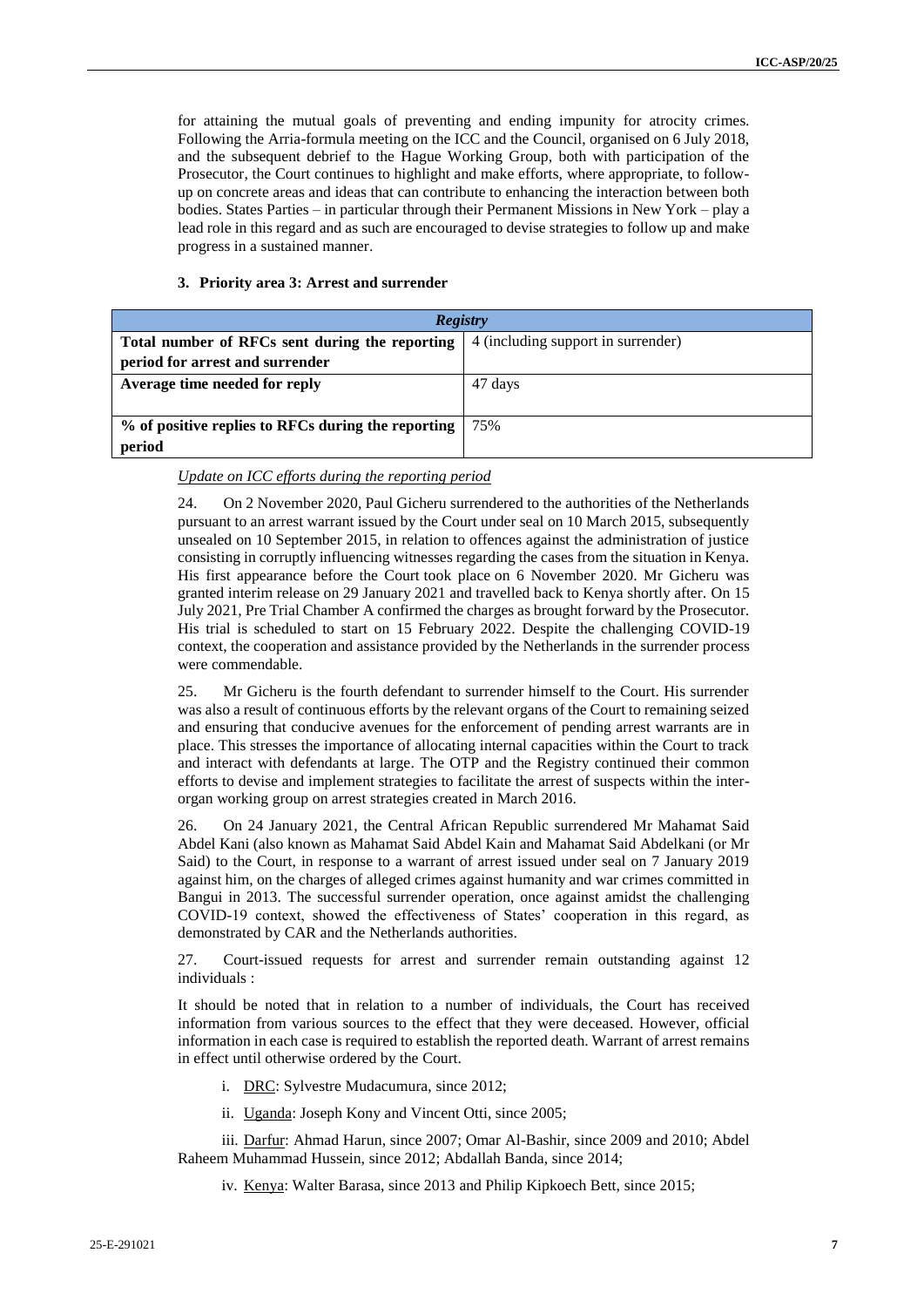for attaining the mutual goals of preventing and ending impunity for atrocity crimes. Following the Arria-formula meeting on the ICC and the Council, organised on 6 July 2018, and the subsequent debrief to the Hague Working Group, both with participation of the Prosecutor, the Court continues to highlight and make efforts, where appropriate, to follow-up on concrete areas and ideas that can contribute to enhancing the interaction between both bodies. States Parties – in particular through their Permanent Missions in New York – play a lead role in this regard and as such are encouraged to devise strategies to follow up and make progress in a sustained manner.

### 3. Priority area 3: Arrest and surrender

| *Registry* | |
|---|---|
| **Total number of RFCs sent during the reporting period for arrest and surrender** | 4 (including support in surrender) |
| **Average time needed for reply** | 47 days |
| **% of positive replies to RFCs during the reporting period** | 75% |

*Update on ICC efforts during the reporting period*

24. On 2 November 2020, Paul Gicheru surrendered to the authorities of the Netherlands pursuant to an arrest warrant issued by the Court under seal on 10 March 2015, subsequently unsealed on 10 September 2015, in relation to offences against the administration of justice consisting in corruptly influencing witnesses regarding the cases from the situation in Kenya. His first appearance before the Court took place on 6 November 2020. Mr Gicheru was granted interim release on 29 January 2021 and travelled back to Kenya shortly after. On 15 July 2021, Pre Trial Chamber A confirmed the charges as brought forward by the Prosecutor. His trial is scheduled to start on 15 February 2022. Despite the challenging COVID-19 context, the cooperation and assistance provided by the Netherlands in the surrender process were commendable.

25. Mr Gicheru is the fourth defendant to surrender himself to the Court. His surrender was also a result of continuous efforts by the relevant organs of the Court to remaining seized and ensuring that conducive avenues for the enforcement of pending arrest warrants are in place. This stresses the importance of allocating internal capacities within the Court to track and interact with defendants at large. The OTP and the Registry continued their common efforts to devise and implement strategies to facilitate the arrest of suspects within the inter-organ working group on arrest strategies created in March 2016.

26. On 24 January 2021, the Central African Republic surrendered Mr Mahamat Said Abdel Kani (also known as Mahamat Said Abdel Kain and Mahamat Said Abdelkani (or Mr Said) to the Court, in response to a warrant of arrest issued under seal on 7 January 2019 against him, on the charges of alleged crimes against humanity and war crimes committed in Bangui in 2013. The successful surrender operation, once against amidst the challenging COVID-19 context, showed the effectiveness of States' cooperation in this regard, as demonstrated by CAR and the Netherlands authorities.

27. Court-issued requests for arrest and surrender remain outstanding against 12 individuals :

It should be noted that in relation to a number of individuals, the Court has received information from various sources to the effect that they were deceased. However, official information in each case is required to establish the reported death. Warrant of arrest remains in effect until otherwise ordered by the Court.

i. DRC: Sylvestre Mudacumura, since 2012;

ii. Uganda: Joseph Kony and Vincent Otti, since 2005;

iii. Darfur: Ahmad Harun, since 2007; Omar Al-Bashir, since 2009 and 2010; Abdel Raheem Muhammad Hussein, since 2012; Abdallah Banda, since 2014;

iv. Kenya: Walter Barasa, since 2013 and Philip Kipkoech Bett, since 2015;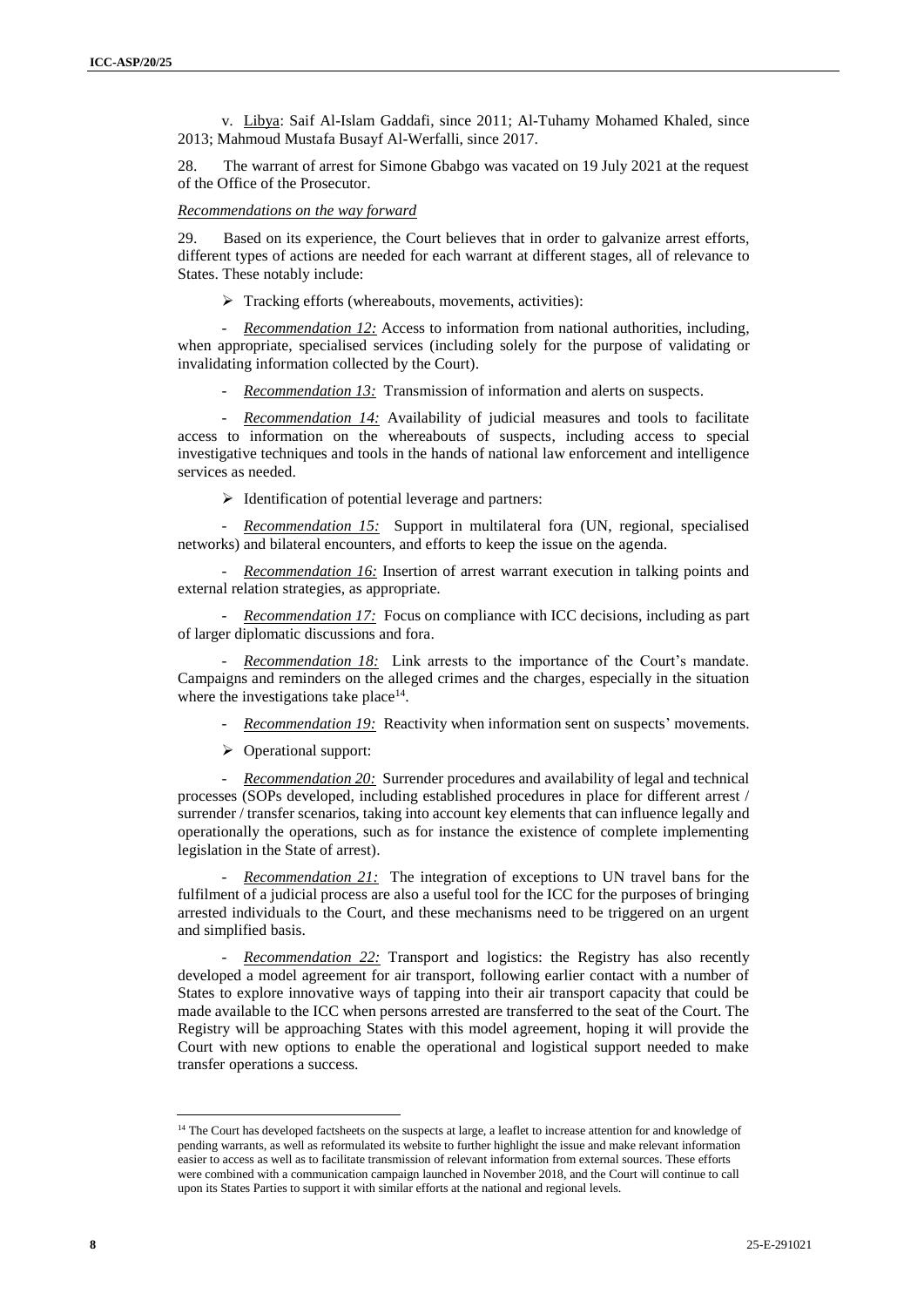v. Libya: Saif Al-Islam Gaddafi, since 2011; Al-Tuhamy Mohamed Khaled, since 2013; Mahmoud Mustafa Busayf Al-Werfalli, since 2017.

28. The warrant of arrest for Simone Gbabgo was vacated on 19 July 2021 at the request of the Office of the Prosecutor.

*Recommendations on the way forward*

29. Based on its experience, the Court believes that in order to galvanize arrest efforts, different types of actions are needed for each warrant at different stages, all of relevance to States. These notably include:

➢ Tracking efforts (whereabouts, movements, activities):

- *Recommendation 12:* Access to information from national authorities, including, when appropriate, specialised services (including solely for the purpose of validating or invalidating information collected by the Court).

- *Recommendation 13:* Transmission of information and alerts on suspects.

- *Recommendation 14:* Availability of judicial measures and tools to facilitate access to information on the whereabouts of suspects, including access to special investigative techniques and tools in the hands of national law enforcement and intelligence services as needed.

➢ Identification of potential leverage and partners:

- *Recommendation 15:* Support in multilateral fora (UN, regional, specialised networks) and bilateral encounters, and efforts to keep the issue on the agenda.

- *Recommendation 16:* Insertion of arrest warrant execution in talking points and external relation strategies, as appropriate.

- *Recommendation 17:* Focus on compliance with ICC decisions, including as part of larger diplomatic discussions and fora.

- *Recommendation 18:* Link arrests to the importance of the Court's mandate. Campaigns and reminders on the alleged crimes and the charges, especially in the situation where the investigations take place[14].

- *Recommendation 19:* Reactivity when information sent on suspects' movements.

➢ Operational support:

- *Recommendation 20:* Surrender procedures and availability of legal and technical processes (SOPs developed, including established procedures in place for different arrest / surrender / transfer scenarios, taking into account key elements that can influence legally and operationally the operations, such as for instance the existence of complete implementing legislation in the State of arrest).

- *Recommendation 21:* The integration of exceptions to UN travel bans for the fulfilment of a judicial process are also a useful tool for the ICC for the purposes of bringing arrested individuals to the Court, and these mechanisms need to be triggered on an urgent and simplified basis.

- *Recommendation 22:* Transport and logistics: the Registry has also recently developed a model agreement for air transport, following earlier contact with a number of States to explore innovative ways of tapping into their air transport capacity that could be made available to the ICC when persons arrested are transferred to the seat of the Court. The Registry will be approaching States with this model agreement, hoping it will provide the Court with new options to enable the operational and logistical support needed to make transfer operations a success.

---

[14] The Court has developed factsheets on the suspects at large, a leaflet to increase attention for and knowledge of pending warrants, as well as reformulated its website to further highlight the issue and make relevant information easier to access as well as to facilitate transmission of relevant information from external sources. These efforts were combined with a communication campaign launched in November 2018, and the Court will continue to call upon its States Parties to support it with similar efforts at the national and regional levels.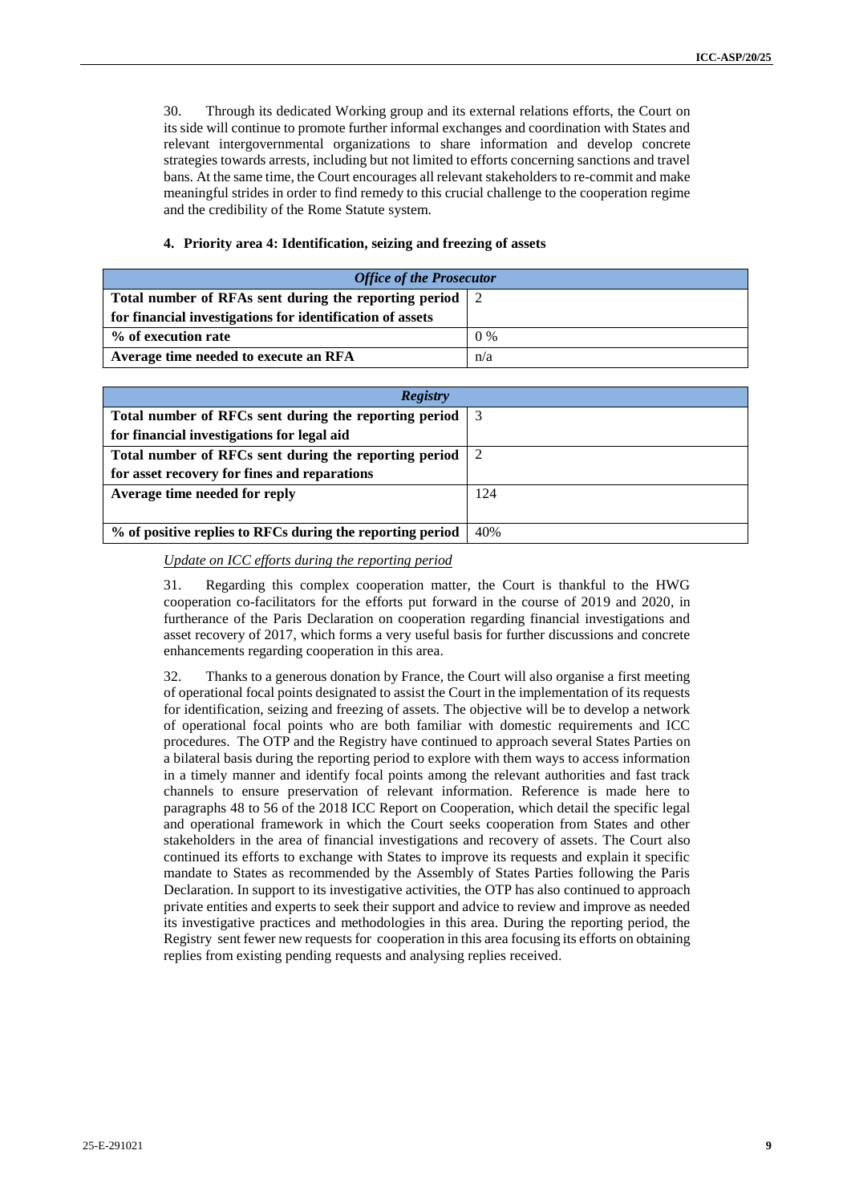30. Through its dedicated Working group and its external relations efforts, the Court on its side will continue to promote further informal exchanges and coordination with States and relevant intergovernmental organizations to share information and develop concrete strategies towards arrests, including but not limited to efforts concerning sanctions and travel bans. At the same time, the Court encourages all relevant stakeholders to re-commit and make meaningful strides in order to find remedy to this crucial challenge to the cooperation regime and the credibility of the Rome Statute system.

#### 4. Priority area 4: Identification, seizing and freezing of assets

| *Office of the Prosecutor* | |
|---|---|
| **Total number of RFAs sent during the reporting period for financial investigations for identification of assets** | 2 |
| **% of execution rate** | 0 % |
| **Average time needed to execute an RFA** | n/a |

| *Registry* | |
|---|---|
| **Total number of RFCs sent during the reporting period for financial investigations for legal aid** | 3 |
| **Total number of RFCs sent during the reporting period for asset recovery for fines and reparations** | 2 |
| **Average time needed for reply** | 124 |
| **% of positive replies to RFCs during the reporting period** | 40% |

*Update on ICC efforts during the reporting period*

31. Regarding this complex cooperation matter, the Court is thankful to the HWG cooperation co-facilitators for the efforts put forward in the course of 2019 and 2020, in furtherance of the Paris Declaration on cooperation regarding financial investigations and asset recovery of 2017, which forms a very useful basis for further discussions and concrete enhancements regarding cooperation in this area.

32. Thanks to a generous donation by France, the Court will also organise a first meeting of operational focal points designated to assist the Court in the implementation of its requests for identification, seizing and freezing of assets. The objective will be to develop a network of operational focal points who are both familiar with domestic requirements and ICC procedures. The OTP and the Registry have continued to approach several States Parties on a bilateral basis during the reporting period to explore with them ways to access information in a timely manner and identify focal points among the relevant authorities and fast track channels to ensure preservation of relevant information. Reference is made here to paragraphs 48 to 56 of the 2018 ICC Report on Cooperation, which detail the specific legal and operational framework in which the Court seeks cooperation from States and other stakeholders in the area of financial investigations and recovery of assets. The Court also continued its efforts to exchange with States to improve its requests and explain it specific mandate to States as recommended by the Assembly of States Parties following the Paris Declaration. In support to its investigative activities, the OTP has also continued to approach private entities and experts to seek their support and advice to review and improve as needed its investigative practices and methodologies in this area. During the reporting period, the Registry sent fewer new requests for cooperation in this area focusing its efforts on obtaining replies from existing pending requests and analysing replies received.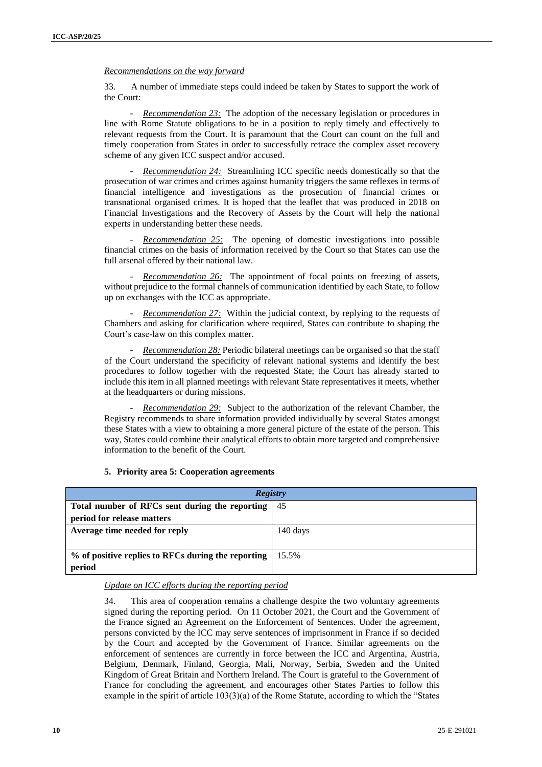*Recommendations on the way forward*

33. A number of immediate steps could indeed be taken by States to support the work of the Court:

- *Recommendation 23:* The adoption of the necessary legislation or procedures in line with Rome Statute obligations to be in a position to reply timely and effectively to relevant requests from the Court. It is paramount that the Court can count on the full and timely cooperation from States in order to successfully retrace the complex asset recovery scheme of any given ICC suspect and/or accused.

- *Recommendation 24:* Streamlining ICC specific needs domestically so that the prosecution of war crimes and crimes against humanity triggers the same reflexes in terms of financial intelligence and investigations as the prosecution of financial crimes or transnational organised crimes. It is hoped that the leaflet that was produced in 2018 on Financial Investigations and the Recovery of Assets by the Court will help the national experts in understanding better these needs.

- *Recommendation 25:* The opening of domestic investigations into possible financial crimes on the basis of information received by the Court so that States can use the full arsenal offered by their national law.

- *Recommendation 26:* The appointment of focal points on freezing of assets, without prejudice to the formal channels of communication identified by each State, to follow up on exchanges with the ICC as appropriate.

- *Recommendation 27:* Within the judicial context, by replying to the requests of Chambers and asking for clarification where required, States can contribute to shaping the Court's case-law on this complex matter.

- *Recommendation 28:* Periodic bilateral meetings can be organised so that the staff of the Court understand the specificity of relevant national systems and identify the best procedures to follow together with the requested State; the Court has already started to include this item in all planned meetings with relevant State representatives it meets, whether at the headquarters or during missions.

- *Recommendation 29:* Subject to the authorization of the relevant Chamber, the Registry recommends to share information provided individually by several States amongst these States with a view to obtaining a more general picture of the estate of the person. This way, States could combine their analytical efforts to obtain more targeted and comprehensive information to the benefit of the Court.

### 5. Priority area 5: Cooperation agreements

| ***Registry*** | |
|---|---|
| **Total number of RFCs sent during the reporting period for release matters** | 45 |
| **Average time needed for reply** | 140 days |
| **% of positive replies to RFCs during the reporting period** | 15.5% |

*Update on ICC efforts during the reporting period*

34. This area of cooperation remains a challenge despite the two voluntary agreements signed during the reporting period. On 11 October 2021, the Court and the Government of the France signed an Agreement on the Enforcement of Sentences. Under the agreement, persons convicted by the ICC may serve sentences of imprisonment in France if so decided by the Court and accepted by the Government of France. Similar agreements on the enforcement of sentences are currently in force between the ICC and Argentina, Austria, Belgium, Denmark, Finland, Georgia, Mali, Norway, Serbia, Sweden and the United Kingdom of Great Britain and Northern Ireland. The Court is grateful to the Government of France for concluding the agreement, and encourages other States Parties to follow this example in the spirit of article 103(3)(a) of the Rome Statute, according to which the "States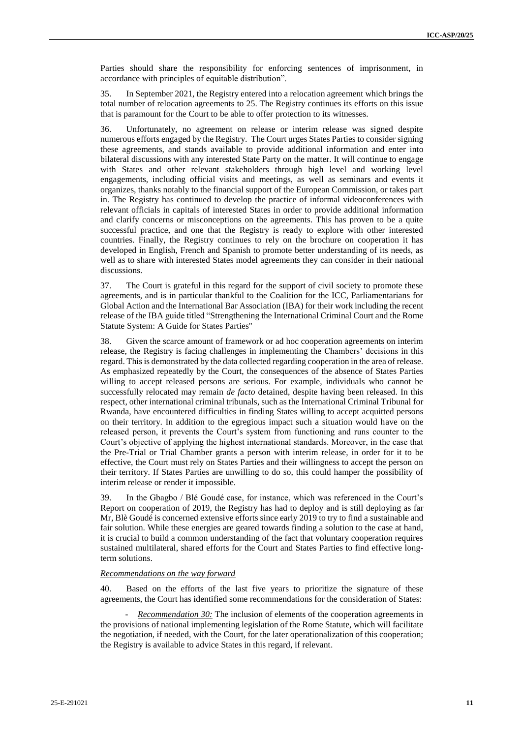Parties should share the responsibility for enforcing sentences of imprisonment, in accordance with principles of equitable distribution".

35. In September 2021, the Registry entered into a relocation agreement which brings the total number of relocation agreements to 25. The Registry continues its efforts on this issue that is paramount for the Court to be able to offer protection to its witnesses.

36. Unfortunately, no agreement on release or interim release was signed despite numerous efforts engaged by the Registry. The Court urges States Parties to consider signing these agreements, and stands available to provide additional information and enter into bilateral discussions with any interested State Party on the matter. It will continue to engage with States and other relevant stakeholders through high level and working level engagements, including official visits and meetings, as well as seminars and events it organizes, thanks notably to the financial support of the European Commission, or takes part in. The Registry has continued to develop the practice of informal videoconferences with relevant officials in capitals of interested States in order to provide additional information and clarify concerns or misconceptions on the agreements. This has proven to be a quite successful practice, and one that the Registry is ready to explore with other interested countries. Finally, the Registry continues to rely on the brochure on cooperation it has developed in English, French and Spanish to promote better understanding of its needs, as well as to share with interested States model agreements they can consider in their national discussions.

37. The Court is grateful in this regard for the support of civil society to promote these agreements, and is in particular thankful to the Coalition for the ICC, Parliamentarians for Global Action and the International Bar Association (IBA) for their work including the recent release of the IBA guide titled "Strengthening the International Criminal Court and the Rome Statute System: A Guide for States Parties"

38. Given the scarce amount of framework or ad hoc cooperation agreements on interim release, the Registry is facing challenges in implementing the Chambers' decisions in this regard. This is demonstrated by the data collected regarding cooperation in the area of release. As emphasized repeatedly by the Court, the consequences of the absence of States Parties willing to accept released persons are serious. For example, individuals who cannot be successfully relocated may remain *de facto* detained, despite having been released. In this respect, other international criminal tribunals, such as the International Criminal Tribunal for Rwanda, have encountered difficulties in finding States willing to accept acquitted persons on their territory. In addition to the egregious impact such a situation would have on the released person, it prevents the Court's system from functioning and runs counter to the Court's objective of applying the highest international standards. Moreover, in the case that the Pre-Trial or Trial Chamber grants a person with interim release, in order for it to be effective, the Court must rely on States Parties and their willingness to accept the person on their territory. If States Parties are unwilling to do so, this could hamper the possibility of interim release or render it impossible.

39. In the Gbagbo / Blé Goudé case, for instance, which was referenced in the Court's Report on cooperation of 2019, the Registry has had to deploy and is still deploying as far Mr, Blè Goudé is concerned extensive efforts since early 2019 to try to find a sustainable and fair solution. While these energies are geared towards finding a solution to the case at hand, it is crucial to build a common understanding of the fact that voluntary cooperation requires sustained multilateral, shared efforts for the Court and States Parties to find effective long-term solutions.

*Recommendations on the way forward*

40. Based on the efforts of the last five years to prioritize the signature of these agreements, the Court has identified some recommendations for the consideration of States:

- *Recommendation 30:* The inclusion of elements of the cooperation agreements in the provisions of national implementing legislation of the Rome Statute, which will facilitate the negotiation, if needed, with the Court, for the later operationalization of this cooperation; the Registry is available to advice States in this regard, if relevant.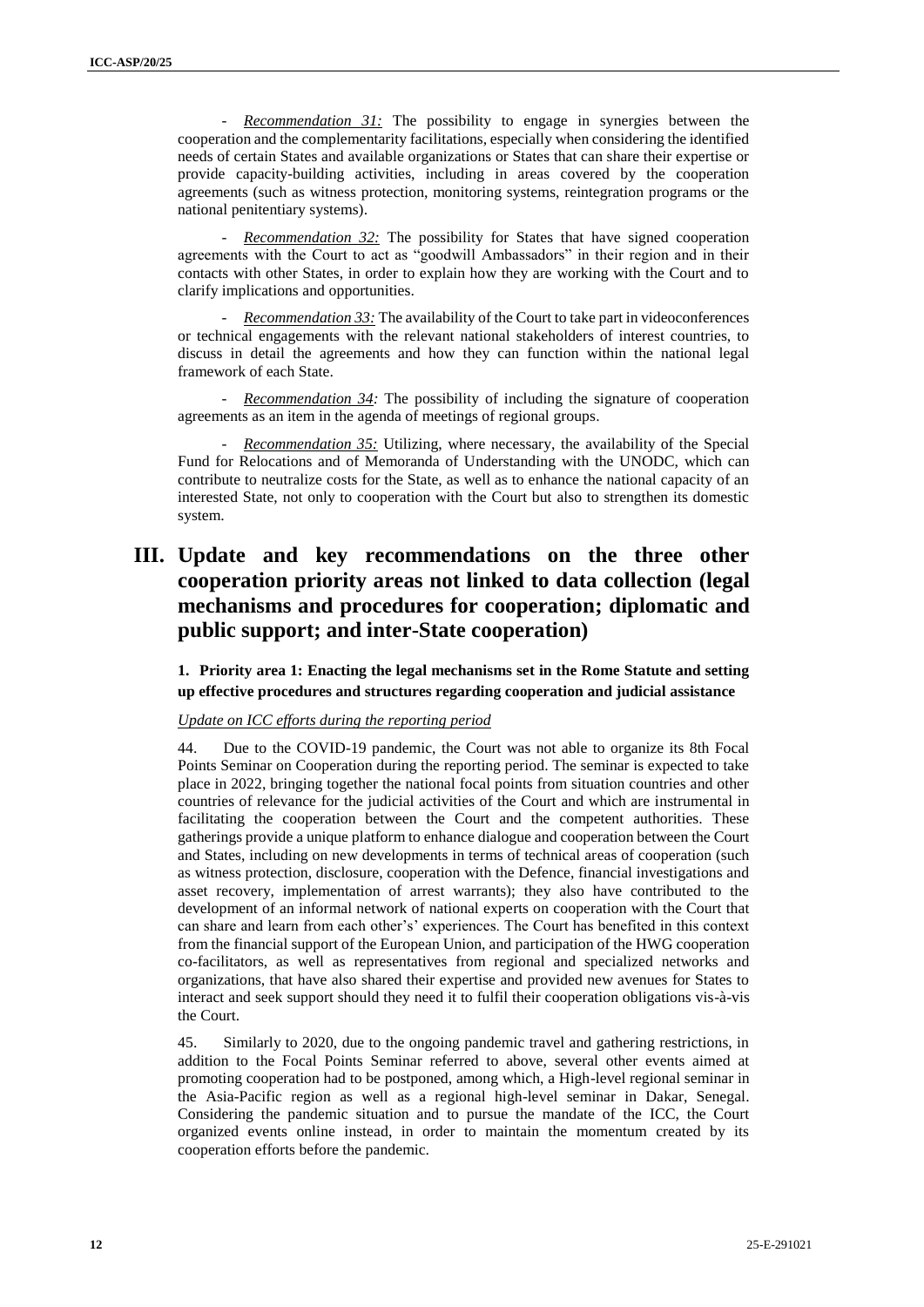- *Recommendation 31:* The possibility to engage in synergies between the cooperation and the complementarity facilitations, especially when considering the identified needs of certain States and available organizations or States that can share their expertise or provide capacity-building activities, including in areas covered by the cooperation agreements (such as witness protection, monitoring systems, reintegration programs or the national penitentiary systems).

- *Recommendation 32:* The possibility for States that have signed cooperation agreements with the Court to act as "goodwill Ambassadors" in their region and in their contacts with other States, in order to explain how they are working with the Court and to clarify implications and opportunities.

- *Recommendation 33:* The availability of the Court to take part in videoconferences or technical engagements with the relevant national stakeholders of interest countries, to discuss in detail the agreements and how they can function within the national legal framework of each State.

- *Recommendation 34:* The possibility of including the signature of cooperation agreements as an item in the agenda of meetings of regional groups.

- *Recommendation 35:* Utilizing, where necessary, the availability of the Special Fund for Relocations and of Memoranda of Understanding with the UNODC, which can contribute to neutralize costs for the State, as well as to enhance the national capacity of an interested State, not only to cooperation with the Court but also to strengthen its domestic system.

# III. Update and key recommendations on the three other cooperation priority areas not linked to data collection (legal mechanisms and procedures for cooperation; diplomatic and public support; and inter-State cooperation)

## 1. Priority area 1: Enacting the legal mechanisms set in the Rome Statute and setting up effective procedures and structures regarding cooperation and judicial assistance

*Update on ICC efforts during the reporting period*

44. Due to the COVID-19 pandemic, the Court was not able to organize its 8th Focal Points Seminar on Cooperation during the reporting period. The seminar is expected to take place in 2022, bringing together the national focal points from situation countries and other countries of relevance for the judicial activities of the Court and which are instrumental in facilitating the cooperation between the Court and the competent authorities. These gatherings provide a unique platform to enhance dialogue and cooperation between the Court and States, including on new developments in terms of technical areas of cooperation (such as witness protection, disclosure, cooperation with the Defence, financial investigations and asset recovery, implementation of arrest warrants); they also have contributed to the development of an informal network of national experts on cooperation with the Court that can share and learn from each other's' experiences. The Court has benefited in this context from the financial support of the European Union, and participation of the HWG cooperation co-facilitators, as well as representatives from regional and specialized networks and organizations, that have also shared their expertise and provided new avenues for States to interact and seek support should they need it to fulfil their cooperation obligations vis-à-vis the Court.

45. Similarly to 2020, due to the ongoing pandemic travel and gathering restrictions, in addition to the Focal Points Seminar referred to above, several other events aimed at promoting cooperation had to be postponed, among which, a High-level regional seminar in the Asia-Pacific region as well as a regional high-level seminar in Dakar, Senegal. Considering the pandemic situation and to pursue the mandate of the ICC, the Court organized events online instead, in order to maintain the momentum created by its cooperation efforts before the pandemic.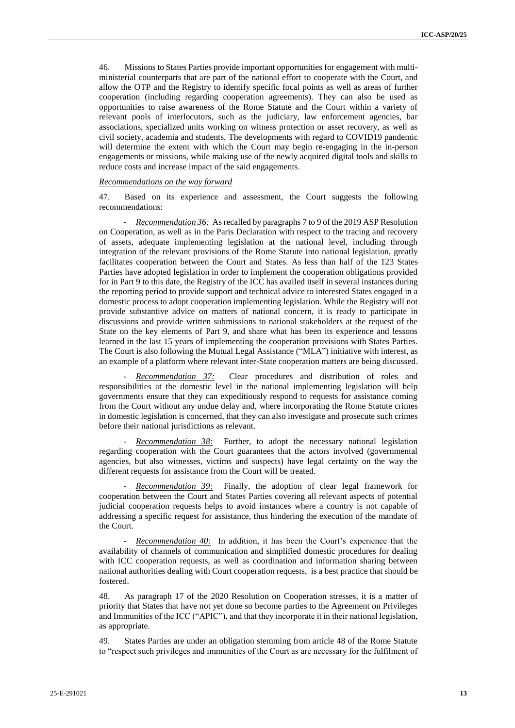46. Missions to States Parties provide important opportunities for engagement with multi-ministerial counterparts that are part of the national effort to cooperate with the Court, and allow the OTP and the Registry to identify specific focal points as well as areas of further cooperation (including regarding cooperation agreements). They can also be used as opportunities to raise awareness of the Rome Statute and the Court within a variety of relevant pools of interlocutors, such as the judiciary, law enforcement agencies, bar associations, specialized units working on witness protection or asset recovery, as well as civil society, academia and students. The developments with regard to COVID19 pandemic will determine the extent with which the Court may begin re-engaging in the in-person engagements or missions, while making use of the newly acquired digital tools and skills to reduce costs and increase impact of the said engagements.

*Recommendations on the way forward*

47. Based on its experience and assessment, the Court suggests the following recommendations:

- *Recommendation 36:* As recalled by paragraphs 7 to 9 of the 2019 ASP Resolution on Cooperation, as well as in the Paris Declaration with respect to the tracing and recovery of assets, adequate implementing legislation at the national level, including through integration of the relevant provisions of the Rome Statute into national legislation, greatly facilitates cooperation between the Court and States. As less than half of the 123 States Parties have adopted legislation in order to implement the cooperation obligations provided for in Part 9 to this date, the Registry of the ICC has availed itself in several instances during the reporting period to provide support and technical advice to interested States engaged in a domestic process to adopt cooperation implementing legislation. While the Registry will not provide substantive advice on matters of national concern, it is ready to participate in discussions and provide written submissions to national stakeholders at the request of the State on the key elements of Part 9, and share what has been its experience and lessons learned in the last 15 years of implementing the cooperation provisions with States Parties. The Court is also following the Mutual Legal Assistance ("MLA") initiative with interest, as an example of a platform where relevant inter-State cooperation matters are being discussed.

- *Recommendation 37:* Clear procedures and distribution of roles and responsibilities at the domestic level in the national implementing legislation will help governments ensure that they can expeditiously respond to requests for assistance coming from the Court without any undue delay and, where incorporating the Rome Statute crimes in domestic legislation is concerned, that they can also investigate and prosecute such crimes before their national jurisdictions as relevant.

- *Recommendation 38:* Further, to adopt the necessary national legislation regarding cooperation with the Court guarantees that the actors involved (governmental agencies, but also witnesses, victims and suspects) have legal certainty on the way the different requests for assistance from the Court will be treated.

- *Recommendation 39:* Finally, the adoption of clear legal framework for cooperation between the Court and States Parties covering all relevant aspects of potential judicial cooperation requests helps to avoid instances where a country is not capable of addressing a specific request for assistance, thus hindering the execution of the mandate of the Court.

- *Recommendation 40:* In addition, it has been the Court's experience that the availability of channels of communication and simplified domestic procedures for dealing with ICC cooperation requests, as well as coordination and information sharing between national authorities dealing with Court cooperation requests, is a best practice that should be fostered.

48. As paragraph 17 of the 2020 Resolution on Cooperation stresses, it is a matter of priority that States that have not yet done so become parties to the Agreement on Privileges and Immunities of the ICC ("APIC"), and that they incorporate it in their national legislation, as appropriate.

49. States Parties are under an obligation stemming from article 48 of the Rome Statute to "respect such privileges and immunities of the Court as are necessary for the fulfilment of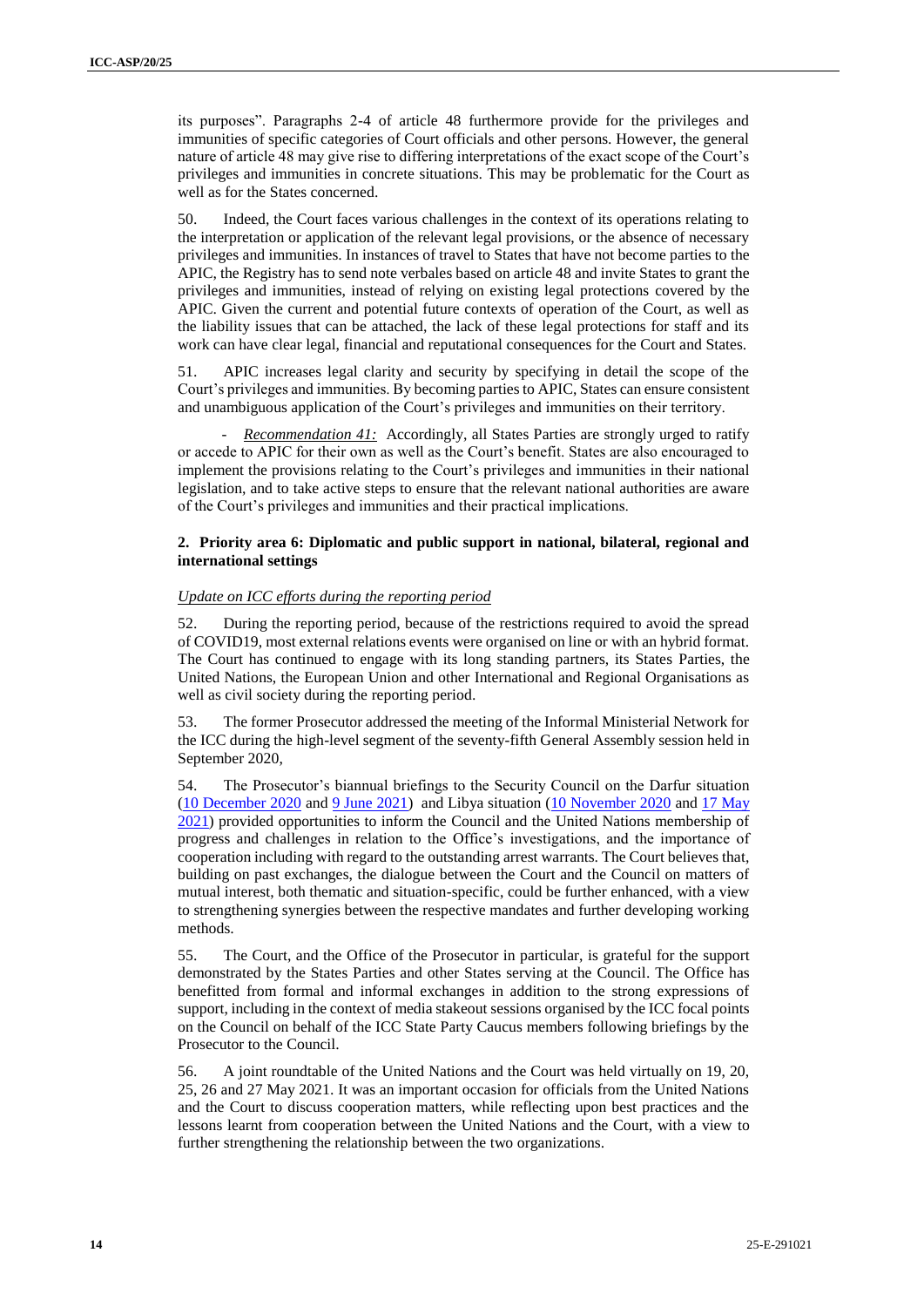its purposes". Paragraphs 2-4 of article 48 furthermore provide for the privileges and immunities of specific categories of Court officials and other persons. However, the general nature of article 48 may give rise to differing interpretations of the exact scope of the Court's privileges and immunities in concrete situations. This may be problematic for the Court as well as for the States concerned.

50. Indeed, the Court faces various challenges in the context of its operations relating to the interpretation or application of the relevant legal provisions, or the absence of necessary privileges and immunities. In instances of travel to States that have not become parties to the APIC, the Registry has to send note verbales based on article 48 and invite States to grant the privileges and immunities, instead of relying on existing legal protections covered by the APIC. Given the current and potential future contexts of operation of the Court, as well as the liability issues that can be attached, the lack of these legal protections for staff and its work can have clear legal, financial and reputational consequences for the Court and States.

51. APIC increases legal clarity and security by specifying in detail the scope of the Court's privileges and immunities. By becoming parties to APIC, States can ensure consistent and unambiguous application of the Court's privileges and immunities on their territory.

- *Recommendation 41:* Accordingly, all States Parties are strongly urged to ratify or accede to APIC for their own as well as the Court's benefit. States are also encouraged to implement the provisions relating to the Court's privileges and immunities in their national legislation, and to take active steps to ensure that the relevant national authorities are aware of the Court's privileges and immunities and their practical implications.

### 2. Priority area 6: Diplomatic and public support in national, bilateral, regional and international settings

*Update on ICC efforts during the reporting period*

52. During the reporting period, because of the restrictions required to avoid the spread of COVID19, most external relations events were organised on line or with an hybrid format. The Court has continued to engage with its long standing partners, its States Parties, the United Nations, the European Union and other International and Regional Organisations as well as civil society during the reporting period.

53. The former Prosecutor addressed the meeting of the Informal Ministerial Network for the ICC during the high-level segment of the seventy-fifth General Assembly session held in September 2020,

54. The Prosecutor's biannual briefings to the Security Council on the Darfur situation (10 December 2020 and 9 June 2021) and Libya situation (10 November 2020 and 17 May 2021) provided opportunities to inform the Council and the United Nations membership of progress and challenges in relation to the Office's investigations, and the importance of cooperation including with regard to the outstanding arrest warrants. The Court believes that, building on past exchanges, the dialogue between the Court and the Council on matters of mutual interest, both thematic and situation-specific, could be further enhanced, with a view to strengthening synergies between the respective mandates and further developing working methods.

55. The Court, and the Office of the Prosecutor in particular, is grateful for the support demonstrated by the States Parties and other States serving at the Council. The Office has benefitted from formal and informal exchanges in addition to the strong expressions of support, including in the context of media stakeout sessions organised by the ICC focal points on the Council on behalf of the ICC State Party Caucus members following briefings by the Prosecutor to the Council.

56. A joint roundtable of the United Nations and the Court was held virtually on 19, 20, 25, 26 and 27 May 2021. It was an important occasion for officials from the United Nations and the Court to discuss cooperation matters, while reflecting upon best practices and the lessons learnt from cooperation between the United Nations and the Court, with a view to further strengthening the relationship between the two organizations.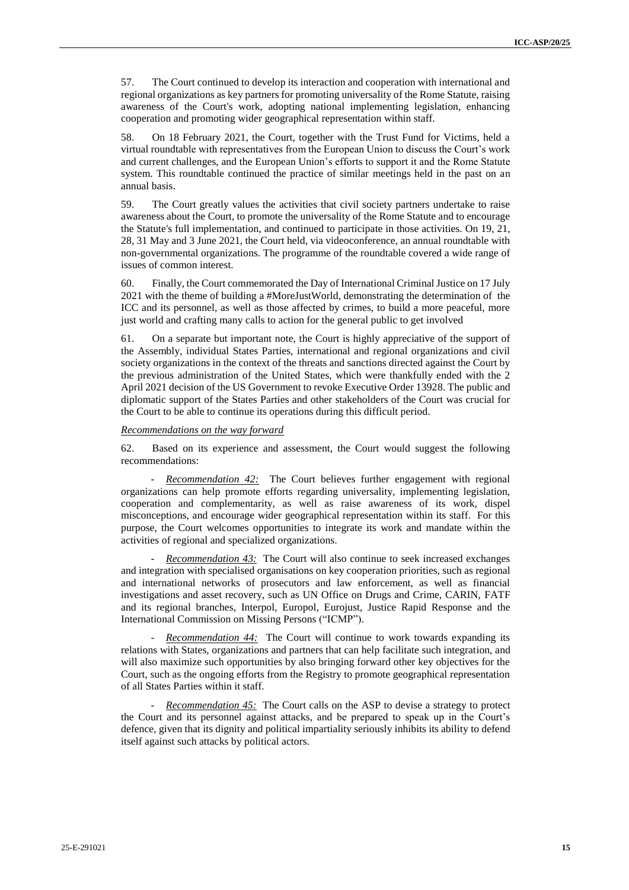57. The Court continued to develop its interaction and cooperation with international and regional organizations as key partners for promoting universality of the Rome Statute, raising awareness of the Court's work, adopting national implementing legislation, enhancing cooperation and promoting wider geographical representation within staff.

58. On 18 February 2021, the Court, together with the Trust Fund for Victims, held a virtual roundtable with representatives from the European Union to discuss the Court's work and current challenges, and the European Union's efforts to support it and the Rome Statute system. This roundtable continued the practice of similar meetings held in the past on an annual basis.

59. The Court greatly values the activities that civil society partners undertake to raise awareness about the Court, to promote the universality of the Rome Statute and to encourage the Statute's full implementation, and continued to participate in those activities. On 19, 21, 28, 31 May and 3 June 2021, the Court held, via videoconference, an annual roundtable with non-governmental organizations. The programme of the roundtable covered a wide range of issues of common interest.

60. Finally, the Court commemorated the Day of International Criminal Justice on 17 July 2021 with the theme of building a #MoreJustWorld, demonstrating the determination of the ICC and its personnel, as well as those affected by crimes, to build a more peaceful, more just world and crafting many calls to action for the general public to get involved

61. On a separate but important note, the Court is highly appreciative of the support of the Assembly, individual States Parties, international and regional organizations and civil society organizations in the context of the threats and sanctions directed against the Court by the previous administration of the United States, which were thankfully ended with the 2 April 2021 decision of the US Government to revoke Executive Order 13928. The public and diplomatic support of the States Parties and other stakeholders of the Court was crucial for the Court to be able to continue its operations during this difficult period.

*Recommendations on the way forward*

62. Based on its experience and assessment, the Court would suggest the following recommendations:

- *Recommendation 42:* The Court believes further engagement with regional organizations can help promote efforts regarding universality, implementing legislation, cooperation and complementarity, as well as raise awareness of its work, dispel misconceptions, and encourage wider geographical representation within its staff. For this purpose, the Court welcomes opportunities to integrate its work and mandate within the activities of regional and specialized organizations.

- *Recommendation 43:* The Court will also continue to seek increased exchanges and integration with specialised organisations on key cooperation priorities, such as regional and international networks of prosecutors and law enforcement, as well as financial investigations and asset recovery, such as UN Office on Drugs and Crime, CARIN, FATF and its regional branches, Interpol, Europol, Eurojust, Justice Rapid Response and the International Commission on Missing Persons ("ICMP").

- *Recommendation 44:* The Court will continue to work towards expanding its relations with States, organizations and partners that can help facilitate such integration, and will also maximize such opportunities by also bringing forward other key objectives for the Court, such as the ongoing efforts from the Registry to promote geographical representation of all States Parties within it staff.

- *Recommendation 45:* The Court calls on the ASP to devise a strategy to protect the Court and its personnel against attacks, and be prepared to speak up in the Court's defence, given that its dignity and political impartiality seriously inhibits its ability to defend itself against such attacks by political actors.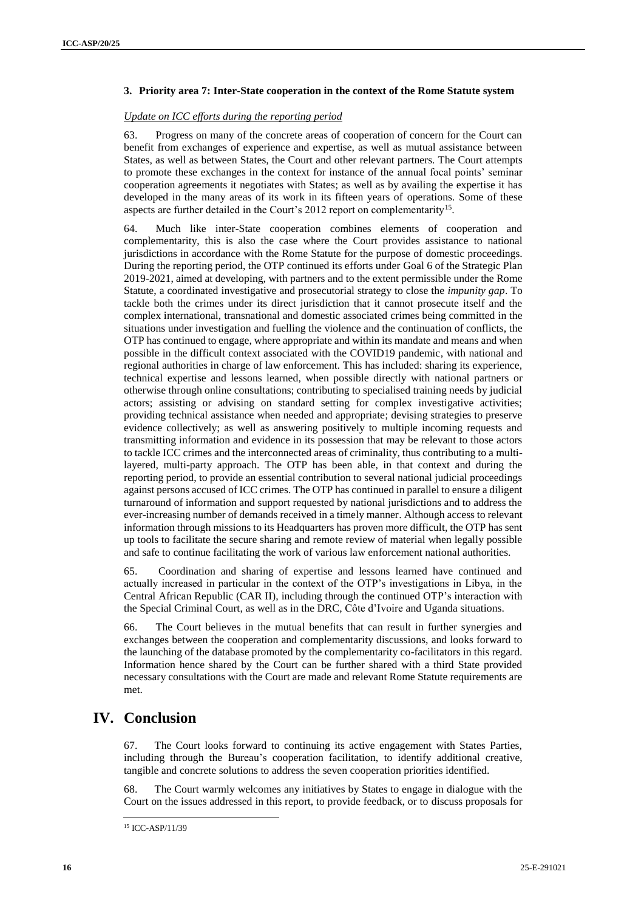### 3. Priority area 7: Inter-State cooperation in the context of the Rome Statute system

*Update on ICC efforts during the reporting period*

63. Progress on many of the concrete areas of cooperation of concern for the Court can benefit from exchanges of experience and expertise, as well as mutual assistance between States, as well as between States, the Court and other relevant partners. The Court attempts to promote these exchanges in the context for instance of the annual focal points' seminar cooperation agreements it negotiates with States; as well as by availing the expertise it has developed in the many areas of its work in its fifteen years of operations. Some of these aspects are further detailed in the Court's 2012 report on complementarity[15].

64. Much like inter-State cooperation combines elements of cooperation and complementarity, this is also the case where the Court provides assistance to national jurisdictions in accordance with the Rome Statute for the purpose of domestic proceedings. During the reporting period, the OTP continued its efforts under Goal 6 of the Strategic Plan 2019-2021, aimed at developing, with partners and to the extent permissible under the Rome Statute, a coordinated investigative and prosecutorial strategy to close the *impunity gap*. To tackle both the crimes under its direct jurisdiction that it cannot prosecute itself and the complex international, transnational and domestic associated crimes being committed in the situations under investigation and fuelling the violence and the continuation of conflicts, the OTP has continued to engage, where appropriate and within its mandate and means and when possible in the difficult context associated with the COVID19 pandemic, with national and regional authorities in charge of law enforcement. This has included: sharing its experience, technical expertise and lessons learned, when possible directly with national partners or otherwise through online consultations; contributing to specialised training needs by judicial actors; assisting or advising on standard setting for complex investigative activities; providing technical assistance when needed and appropriate; devising strategies to preserve evidence collectively; as well as answering positively to multiple incoming requests and transmitting information and evidence in its possession that may be relevant to those actors to tackle ICC crimes and the interconnected areas of criminality, thus contributing to a multi-layered, multi-party approach. The OTP has been able, in that context and during the reporting period, to provide an essential contribution to several national judicial proceedings against persons accused of ICC crimes. The OTP has continued in parallel to ensure a diligent turnaround of information and support requested by national jurisdictions and to address the ever-increasing number of demands received in a timely manner. Although access to relevant information through missions to its Headquarters has proven more difficult, the OTP has sent up tools to facilitate the secure sharing and remote review of material when legally possible and safe to continue facilitating the work of various law enforcement national authorities.

65. Coordination and sharing of expertise and lessons learned have continued and actually increased in particular in the context of the OTP's investigations in Libya, in the Central African Republic (CAR II), including through the continued OTP's interaction with the Special Criminal Court, as well as in the DRC, Côte d'Ivoire and Uganda situations.

66. The Court believes in the mutual benefits that can result in further synergies and exchanges between the cooperation and complementarity discussions, and looks forward to the launching of the database promoted by the complementarity co-facilitators in this regard. Information hence shared by the Court can be further shared with a third State provided necessary consultations with the Court are made and relevant Rome Statute requirements are met.

# IV. Conclusion

67. The Court looks forward to continuing its active engagement with States Parties, including through the Bureau's cooperation facilitation, to identify additional creative, tangible and concrete solutions to address the seven cooperation priorities identified.

68. The Court warmly welcomes any initiatives by States to engage in dialogue with the Court on the issues addressed in this report, to provide feedback, or to discuss proposals for

[15] ICC-ASP/11/39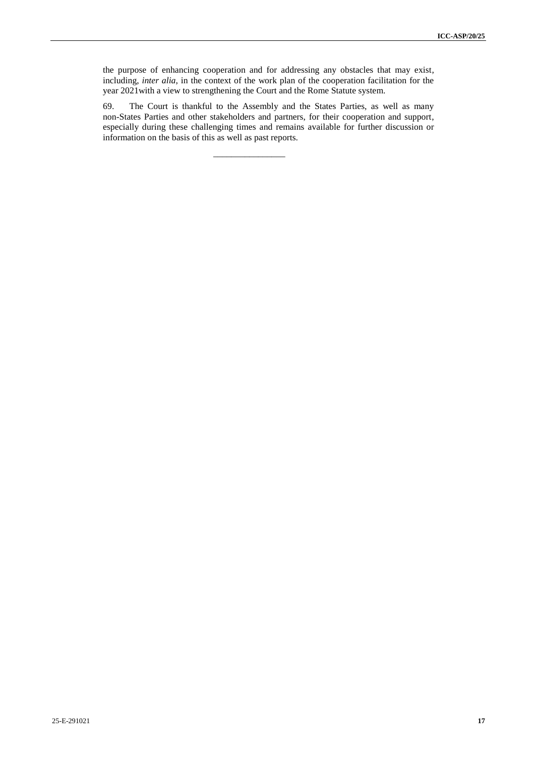the purpose of enhancing cooperation and for addressing any obstacles that may exist, including, *inter alia*, in the context of the work plan of the cooperation facilitation for the year 2021with a view to strengthening the Court and the Rome Statute system.

69. The Court is thankful to the Assembly and the States Parties, as well as many non-States Parties and other stakeholders and partners, for their cooperation and support, especially during these challenging times and remains available for further discussion or information on the basis of this as well as past reports.

\_\_\_\_\_\_\_\_\_\_\_\_\_\_\_\_